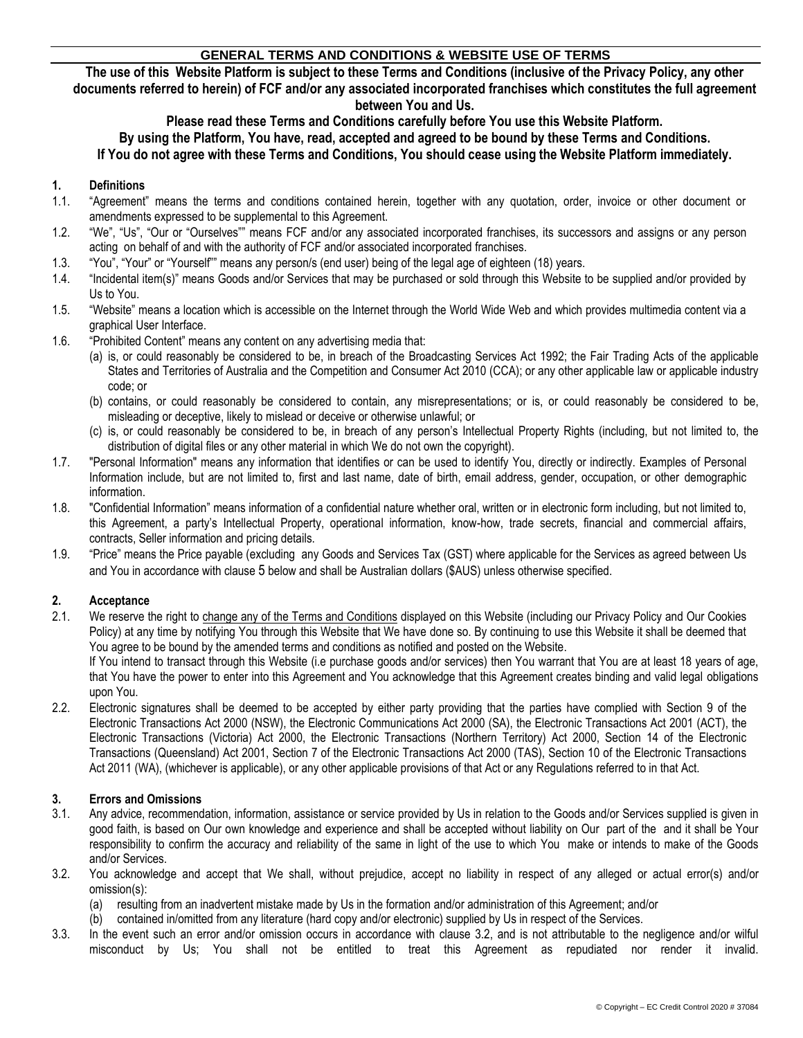# GENERAL TERMS AND CONDITIONS & WEBSITE USE OF TERMS

**The use of this Website Platform is subject to these Terms and Conditions (inclusive of the Privacy Policy, any other documents referred to herein) of FCF and/or any associated incorporated franchises which constitutes the full agreement between You and Us.**

**Please read these Terms and Conditions carefully before You use this Website Platform.**

**By using the Platform, You have, read, accepted and agreed to be bound by these Terms and Conditions.**

**If You do not agree with these Terms and Conditions, You should cease using the Website Platform immediately.**

## 1. Definitions

1.1. "Agreement" means the terms and conditions contained herein, together with any quotation, order, invoice or other document or amendments expressed to be supplemental to this Agreement.

1.2. "We", "Us", "Our or "Ourselves"" means FCF and/or any associated incorporated franchises, its successors and assigns or any person acting on behalf of and with the authority of FCF and/or associated incorporated franchises.

1.3. "You", "Your" or "Yourself"" means any person/s (end user) being of the legal age of eighteen (18) years.

1.4. "Incidental item(s)" means Goods and/or Services that may be purchased or sold through this Website to be supplied and/or provided by Us to You.

1.5. "Website" means a location which is accessible on the Internet through the World Wide Web and which provides multimedia content via a graphical User Interface.

1.6. "Prohibited Content" means any content on any advertising media that:

- (a) is, or could reasonably be considered to be, in breach of the Broadcasting Services Act 1992; the Fair Trading Acts of the applicable States and Territories of Australia and the Competition and Consumer Act 2010 (CCA); or any other applicable law or applicable industry code; or
- (b) contains, or could reasonably be considered to contain, any misrepresentations; or is, or could reasonably be considered to be, misleading or deceptive, likely to mislead or deceive or otherwise unlawful; or
- (c) is, or could reasonably be considered to be, in breach of any person's Intellectual Property Rights (including, but not limited to, the distribution of digital files or any other material in which We do not own the copyright).

1.7. "Personal Information" means any information that identifies or can be used to identify You, directly or indirectly. Examples of Personal Information include, but are not limited to, first and last name, date of birth, email address, gender, occupation, or other demographic information.

1.8. "Confidential Information" means information of a confidential nature whether oral, written or in electronic form including, but not limited to, this Agreement, a party's Intellectual Property, operational information, know-how, trade secrets, financial and commercial affairs, contracts, Seller information and pricing details.

1.9. "Price" means the Price payable (excluding any Goods and Services Tax (GST) where applicable for the Services as agreed between Us and You in accordance with clause 5 below and shall be Australian dollars ($AUS) unless otherwise specified.

## 2. Acceptance

2.1. We reserve the right to change any of the Terms and Conditions displayed on this Website (including our Privacy Policy and Our Cookies Policy) at any time by notifying You through this Website that We have done so. By continuing to use this Website it shall be deemed that You agree to be bound by the amended terms and conditions as notified and posted on the Website.

If You intend to transact through this Website (i.e purchase goods and/or services) then You warrant that You are at least 18 years of age, that You have the power to enter into this Agreement and You acknowledge that this Agreement creates binding and valid legal obligations upon You.

2.2. Electronic signatures shall be deemed to be accepted by either party providing that the parties have complied with Section 9 of the Electronic Transactions Act 2000 (NSW), the Electronic Communications Act 2000 (SA), the Electronic Transactions Act 2001 (ACT), the Electronic Transactions (Victoria) Act 2000, the Electronic Transactions (Northern Territory) Act 2000, Section 14 of the Electronic Transactions (Queensland) Act 2001, Section 7 of the Electronic Transactions Act 2000 (TAS), Section 10 of the Electronic Transactions Act 2011 (WA), (whichever is applicable), or any other applicable provisions of that Act or any Regulations referred to in that Act.

## 3. Errors and Omissions

3.1. Any advice, recommendation, information, assistance or service provided by Us in relation to the Goods and/or Services supplied is given in good faith, is based on Our own knowledge and experience and shall be accepted without liability on Our part of the and it shall be Your responsibility to confirm the accuracy and reliability of the same in light of the use to which You make or intends to make of the Goods and/or Services.

3.2. You acknowledge and accept that We shall, without prejudice, accept no liability in respect of any alleged or actual error(s) and/or omission(s):

- (a) resulting from an inadvertent mistake made by Us in the formation and/or administration of this Agreement; and/or
- (b) contained in/omitted from any literature (hard copy and/or electronic) supplied by Us in respect of the Services.

3.3. In the event such an error and/or omission occurs in accordance with clause 3.2, and is not attributable to the negligence and/or wilful misconduct by Us; You shall not be entitled to treat this Agreement as repudiated nor render it invalid.

© Copyright – EC Credit Control 2020 # 37084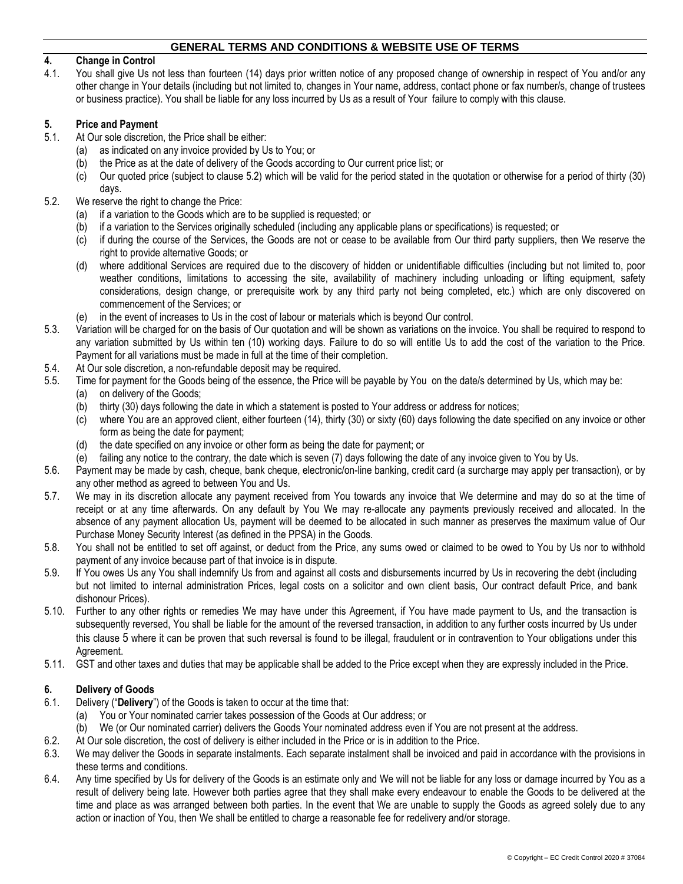## 4. Change in Control

4.1. You shall give Us not less than fourteen (14) days prior written notice of any proposed change of ownership in respect of You and/or any other change in Your details (including but not limited to, changes in Your name, address, contact phone or fax number/s, change of trustees or business practice). You shall be liable for any loss incurred by Us as a result of Your failure to comply with this clause.

## 5. Price and Payment

5.1. At Our sole discretion, the Price shall be either:
  - (a) as indicated on any invoice provided by Us to You; or
  - (b) the Price as at the date of delivery of the Goods according to Our current price list; or
  - (c) Our quoted price (subject to clause 5.2) which will be valid for the period stated in the quotation or otherwise for a period of thirty (30) days.

5.2. We reserve the right to change the Price:
  - (a) if a variation to the Goods which are to be supplied is requested; or
  - (b) if a variation to the Services originally scheduled (including any applicable plans or specifications) is requested; or
  - (c) if during the course of the Services, the Goods are not or cease to be available from Our third party suppliers, then We reserve the right to provide alternative Goods; or
  - (d) where additional Services are required due to the discovery of hidden or unidentifiable difficulties (including but not limited to, poor weather conditions, limitations to accessing the site, availability of machinery including unloading or lifting equipment, safety considerations, design change, or prerequisite work by any third party not being completed, etc.) which are only discovered on commencement of the Services; or
  - (e) in the event of increases to Us in the cost of labour or materials which is beyond Our control.

5.3. Variation will be charged for on the basis of Our quotation and will be shown as variations on the invoice. You shall be required to respond to any variation submitted by Us within ten (10) working days. Failure to do so will entitle Us to add the cost of the variation to the Price. Payment for all variations must be made in full at the time of their completion.

5.4. At Our sole discretion, a non-refundable deposit may be required.

5.5. Time for payment for the Goods being of the essence, the Price will be payable by You on the date/s determined by Us, which may be:
  - (a) on delivery of the Goods;
  - (b) thirty (30) days following the date in which a statement is posted to Your address or address for notices;
  - (c) where You are an approved client, either fourteen (14), thirty (30) or sixty (60) days following the date specified on any invoice or other form as being the date for payment;
  - (d) the date specified on any invoice or other form as being the date for payment; or
  - (e) failing any notice to the contrary, the date which is seven (7) days following the date of any invoice given to You by Us.

5.6. Payment may be made by cash, cheque, bank cheque, electronic/on-line banking, credit card (a surcharge may apply per transaction), or by any other method as agreed to between You and Us.

5.7. We may in its discretion allocate any payment received from You towards any invoice that We determine and may do so at the time of receipt or at any time afterwards. On any default by You We may re-allocate any payments previously received and allocated. In the absence of any payment allocation Us, payment will be deemed to be allocated in such manner as preserves the maximum value of Our Purchase Money Security Interest (as defined in the PPSA) in the Goods.

5.8. You shall not be entitled to set off against, or deduct from the Price, any sums owed or claimed to be owed to You by Us nor to withhold payment of any invoice because part of that invoice is in dispute.

5.9. If You owes Us any You shall indemnify Us from and against all costs and disbursements incurred by Us in recovering the debt (including but not limited to internal administration Prices, legal costs on a solicitor and own client basis, Our contract default Price, and bank dishonour Prices).

5.10. Further to any other rights or remedies We may have under this Agreement, if You have made payment to Us, and the transaction is subsequently reversed, You shall be liable for the amount of the reversed transaction, in addition to any further costs incurred by Us under this clause 5 where it can be proven that such reversal is found to be illegal, fraudulent or in contravention to Your obligations under this Agreement.

5.11. GST and other taxes and duties that may be applicable shall be added to the Price except when they are expressly included in the Price.

## 6. Delivery of Goods

6.1. Delivery ("**Delivery**") of the Goods is taken to occur at the time that:
  - (a) You or Your nominated carrier takes possession of the Goods at Our address; or
  - (b) We (or Our nominated carrier) delivers the Goods Your nominated address even if You are not present at the address.

6.2. At Our sole discretion, the cost of delivery is either included in the Price or is in addition to the Price.

6.3. We may deliver the Goods in separate instalments. Each separate instalment shall be invoiced and paid in accordance with the provisions in these terms and conditions.

6.4. Any time specified by Us for delivery of the Goods is an estimate only and We will not be liable for any loss or damage incurred by You as a result of delivery being late. However both parties agree that they shall make every endeavour to enable the Goods to be delivered at the time and place as was arranged between both parties. In the event that We are unable to supply the Goods as agreed solely due to any action or inaction of You, then We shall be entitled to charge a reasonable fee for redelivery and/or storage.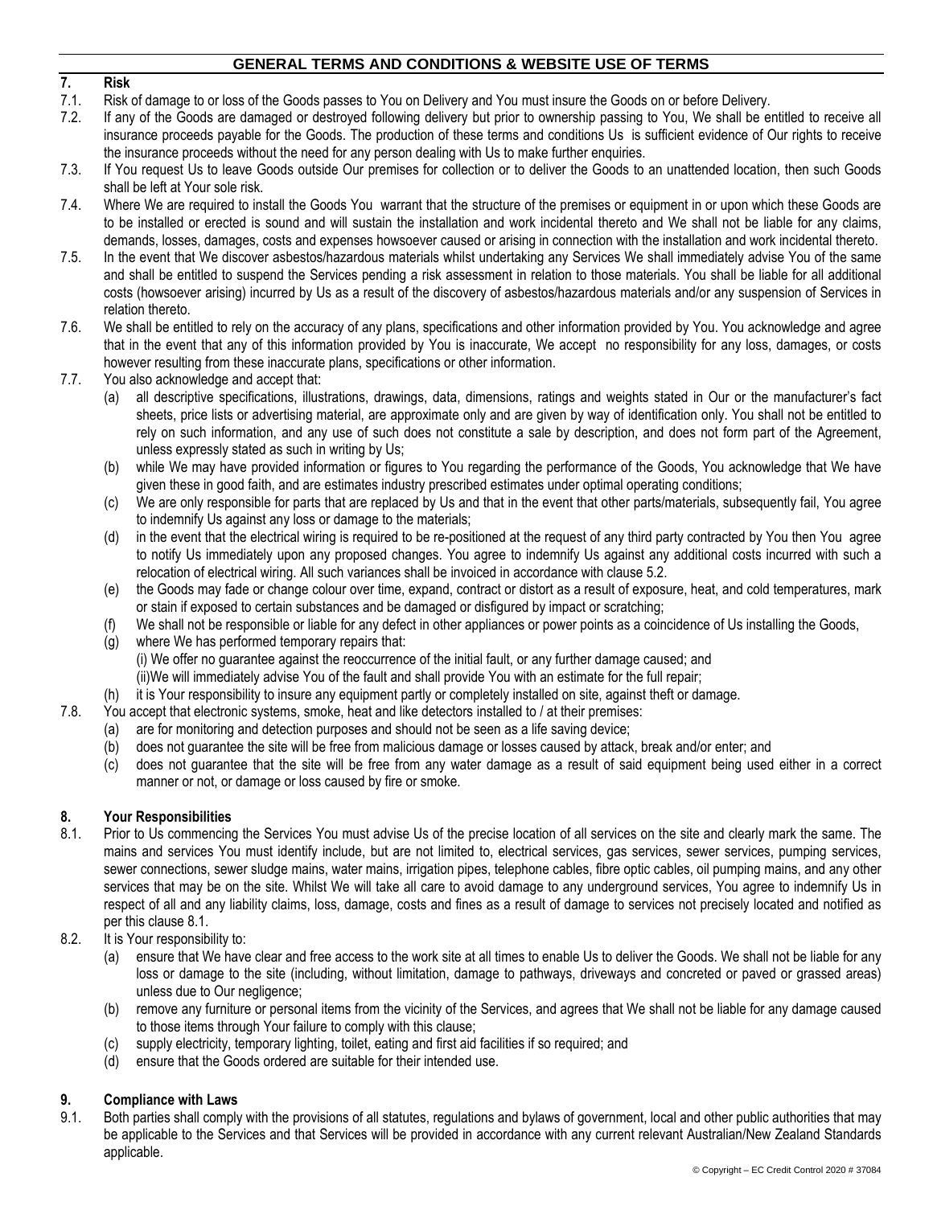## GENERAL TERMS AND CONDITIONS & WEBSITE USE OF TERMS

**7. Risk**

7.1. Risk of damage to or loss of the Goods passes to You on Delivery and You must insure the Goods on or before Delivery.

7.2. If any of the Goods are damaged or destroyed following delivery but prior to ownership passing to You, We shall be entitled to receive all insurance proceeds payable for the Goods. The production of these terms and conditions Us is sufficient evidence of Our rights to receive the insurance proceeds without the need for any person dealing with Us to make further enquiries.

7.3. If You request Us to leave Goods outside Our premises for collection or to deliver the Goods to an unattended location, then such Goods shall be left at Your sole risk.

7.4. Where We are required to install the Goods You warrant that the structure of the premises or equipment in or upon which these Goods are to be installed or erected is sound and will sustain the installation and work incidental thereto and We shall not be liable for any claims, demands, losses, damages, costs and expenses howsoever caused or arising in connection with the installation and work incidental thereto.

7.5. In the event that We discover asbestos/hazardous materials whilst undertaking any Services We shall immediately advise You of the same and shall be entitled to suspend the Services pending a risk assessment in relation to those materials. You shall be liable for all additional costs (howsoever arising) incurred by Us as a result of the discovery of asbestos/hazardous materials and/or any suspension of Services in relation thereto.

7.6. We shall be entitled to rely on the accuracy of any plans, specifications and other information provided by You. You acknowledge and agree that in the event that any of this information provided by You is inaccurate, We accept no responsibility for any loss, damages, or costs however resulting from these inaccurate plans, specifications or other information.

7.7. You also acknowledge and accept that:

- (a) all descriptive specifications, illustrations, drawings, data, dimensions, ratings and weights stated in Our or the manufacturer's fact sheets, price lists or advertising material, are approximate only and are given by way of identification only. You shall not be entitled to rely on such information, and any use of such does not constitute a sale by description, and does not form part of the Agreement, unless expressly stated as such in writing by Us;
- (b) while We may have provided information or figures to You regarding the performance of the Goods, You acknowledge that We have given these in good faith, and are estimates industry prescribed estimates under optimal operating conditions;
- (c) We are only responsible for parts that are replaced by Us and that in the event that other parts/materials, subsequently fail, You agree to indemnify Us against any loss or damage to the materials;
- (d) in the event that the electrical wiring is required to be re-positioned at the request of any third party contracted by You then You agree to notify Us immediately upon any proposed changes. You agree to indemnify Us against any additional costs incurred with such a relocation of electrical wiring. All such variances shall be invoiced in accordance with clause 5.2.
- (e) the Goods may fade or change colour over time, expand, contract or distort as a result of exposure, heat, and cold temperatures, mark or stain if exposed to certain substances and be damaged or disfigured by impact or scratching;
- (f) We shall not be responsible or liable for any defect in other appliances or power points as a coincidence of Us installing the Goods,
- (g) where We has performed temporary repairs that:
  - (i) We offer no guarantee against the reoccurrence of the initial fault, or any further damage caused; and
  - (ii) We will immediately advise You of the fault and shall provide You with an estimate for the full repair;
- (h) it is Your responsibility to insure any equipment partly or completely installed on site, against theft or damage.

7.8. You accept that electronic systems, smoke, heat and like detectors installed to / at their premises:

- (a) are for monitoring and detection purposes and should not be seen as a life saving device;
- (b) does not guarantee the site will be free from malicious damage or losses caused by attack, break and/or enter; and
- (c) does not guarantee that the site will be free from any water damage as a result of said equipment being used either in a correct manner or not, or damage or loss caused by fire or smoke.

**8. Your Responsibilities**

8.1. Prior to Us commencing the Services You must advise Us of the precise location of all services on the site and clearly mark the same. The mains and services You must identify include, but are not limited to, electrical services, gas services, sewer services, pumping services, sewer connections, sewer sludge mains, water mains, irrigation pipes, telephone cables, fibre optic cables, oil pumping mains, and any other services that may be on the site. Whilst We will take all care to avoid damage to any underground services, You agree to indemnify Us in respect of all and any liability claims, loss, damage, costs and fines as a result of damage to services not precisely located and notified as per this clause 8.1.

8.2. It is Your responsibility to:

- (a) ensure that We have clear and free access to the work site at all times to enable Us to deliver the Goods. We shall not be liable for any loss or damage to the site (including, without limitation, damage to pathways, driveways and concreted or paved or grassed areas) unless due to Our negligence;
- (b) remove any furniture or personal items from the vicinity of the Services, and agrees that We shall not be liable for any damage caused to those items through Your failure to comply with this clause;
- (c) supply electricity, temporary lighting, toilet, eating and first aid facilities if so required; and
- (d) ensure that the Goods ordered are suitable for their intended use.

**9. Compliance with Laws**

9.1. Both parties shall comply with the provisions of all statutes, regulations and bylaws of government, local and other public authorities that may be applicable to the Services and that Services will be provided in accordance with any current relevant Australian/New Zealand Standards applicable.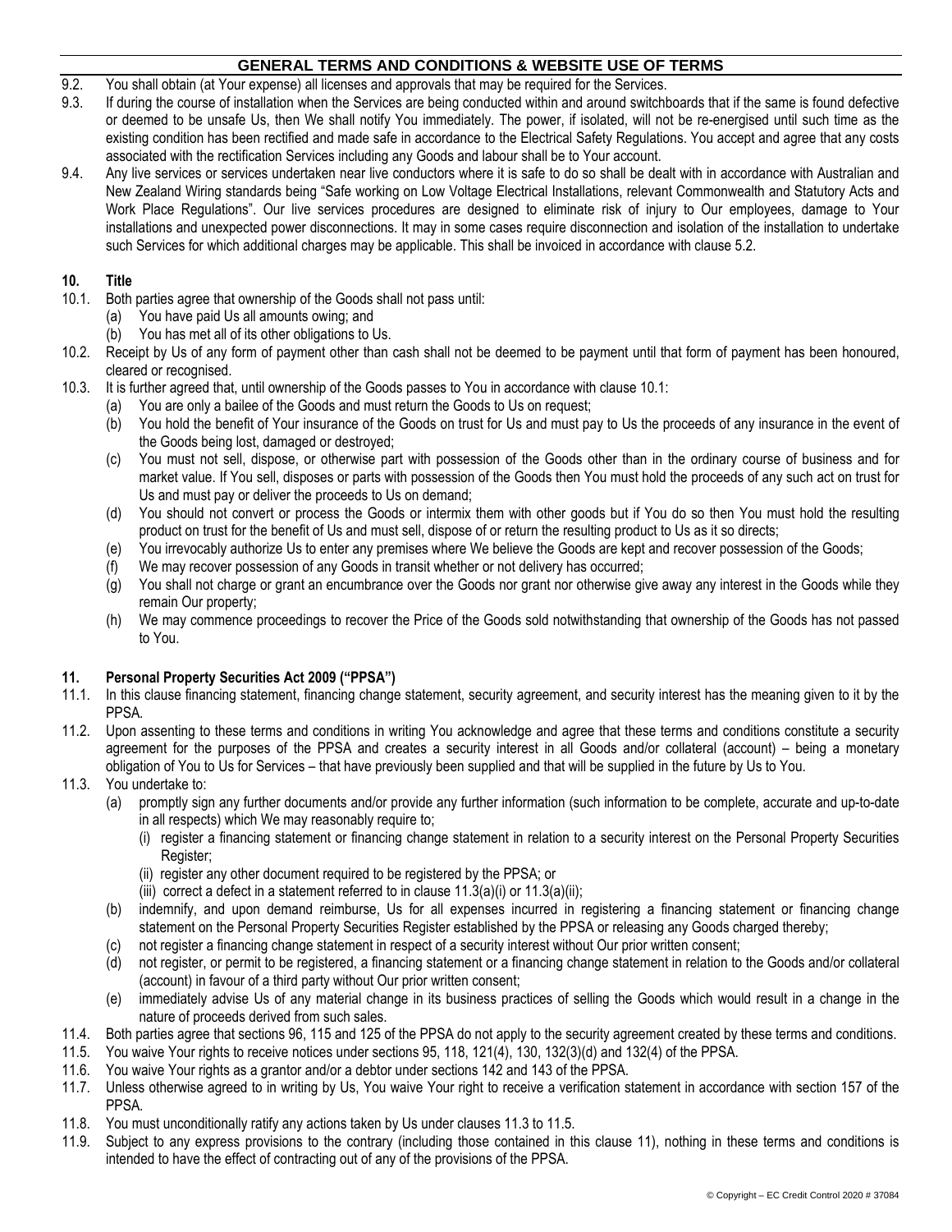9.2. You shall obtain (at Your expense) all licenses and approvals that may be required for the Services.

9.3. If during the course of installation when the Services are being conducted within and around switchboards that if the same is found defective or deemed to be unsafe Us, then We shall notify You immediately. The power, if isolated, will not be re-energised until such time as the existing condition has been rectified and made safe in accordance to the Electrical Safety Regulations. You accept and agree that any costs associated with the rectification Services including any Goods and labour shall be to Your account.

9.4. Any live services or services undertaken near live conductors where it is safe to do so shall be dealt with in accordance with Australian and New Zealand Wiring standards being "Safe working on Low Voltage Electrical Installations, relevant Commonwealth and Statutory Acts and Work Place Regulations". Our live services procedures are designed to eliminate risk of injury to Our employees, damage to Your installations and unexpected power disconnections. It may in some cases require disconnection and isolation of the installation to undertake such Services for which additional charges may be applicable. This shall be invoiced in accordance with clause 5.2.

**10. Title**

10.1. Both parties agree that ownership of the Goods shall not pass until:
- (a) You have paid Us all amounts owing; and
- (b) You has met all of its other obligations to Us.

10.2. Receipt by Us of any form of payment other than cash shall not be deemed to be payment until that form of payment has been honoured, cleared or recognised.

10.3. It is further agreed that, until ownership of the Goods passes to You in accordance with clause 10.1:
- (a) You are only a bailee of the Goods and must return the Goods to Us on request;
- (b) You hold the benefit of Your insurance of the Goods on trust for Us and must pay to Us the proceeds of any insurance in the event of the Goods being lost, damaged or destroyed;
- (c) You must not sell, dispose, or otherwise part with possession of the Goods other than in the ordinary course of business and for market value. If You sell, disposes or parts with possession of the Goods then You must hold the proceeds of any such act on trust for Us and must pay or deliver the proceeds to Us on demand;
- (d) You should not convert or process the Goods or intermix them with other goods but if You do so then You must hold the resulting product on trust for the benefit of Us and must sell, dispose of or return the resulting product to Us as it so directs;
- (e) You irrevocably authorize Us to enter any premises where We believe the Goods are kept and recover possession of the Goods;
- (f) We may recover possession of any Goods in transit whether or not delivery has occurred;
- (g) You shall not charge or grant an encumbrance over the Goods nor grant nor otherwise give away any interest in the Goods while they remain Our property;
- (h) We may commence proceedings to recover the Price of the Goods sold notwithstanding that ownership of the Goods has not passed to You.

**11. Personal Property Securities Act 2009 ("PPSA")**

11.1. In this clause financing statement, financing change statement, security agreement, and security interest has the meaning given to it by the PPSA.

11.2. Upon assenting to these terms and conditions in writing You acknowledge and agree that these terms and conditions constitute a security agreement for the purposes of the PPSA and creates a security interest in all Goods and/or collateral (account) – being a monetary obligation of You to Us for Services – that have previously been supplied and that will be supplied in the future by Us to You.

11.3. You undertake to:
- (a) promptly sign any further documents and/or provide any further information (such information to be complete, accurate and up-to-date in all respects) which We may reasonably require to;
  - (i) register a financing statement or financing change statement in relation to a security interest on the Personal Property Securities Register;
  - (ii) register any other document required to be registered by the PPSA; or
  - (iii) correct a defect in a statement referred to in clause 11.3(a)(i) or 11.3(a)(ii);
- (b) indemnify, and upon demand reimburse, Us for all expenses incurred in registering a financing statement or financing change statement on the Personal Property Securities Register established by the PPSA or releasing any Goods charged thereby;
- (c) not register a financing change statement in respect of a security interest without Our prior written consent;
- (d) not register, or permit to be registered, a financing statement or a financing change statement in relation to the Goods and/or collateral (account) in favour of a third party without Our prior written consent;
- (e) immediately advise Us of any material change in its business practices of selling the Goods which would result in a change in the nature of proceeds derived from such sales.

11.4. Both parties agree that sections 96, 115 and 125 of the PPSA do not apply to the security agreement created by these terms and conditions.

11.5. You waive Your rights to receive notices under sections 95, 118, 121(4), 130, 132(3)(d) and 132(4) of the PPSA.

11.6. You waive Your rights as a grantor and/or a debtor under sections 142 and 143 of the PPSA.

11.7. Unless otherwise agreed to in writing by Us, You waive Your right to receive a verification statement in accordance with section 157 of the PPSA.

11.8. You must unconditionally ratify any actions taken by Us under clauses 11.3 to 11.5.

11.9. Subject to any express provisions to the contrary (including those contained in this clause 11), nothing in these terms and conditions is intended to have the effect of contracting out of any of the provisions of the PPSA.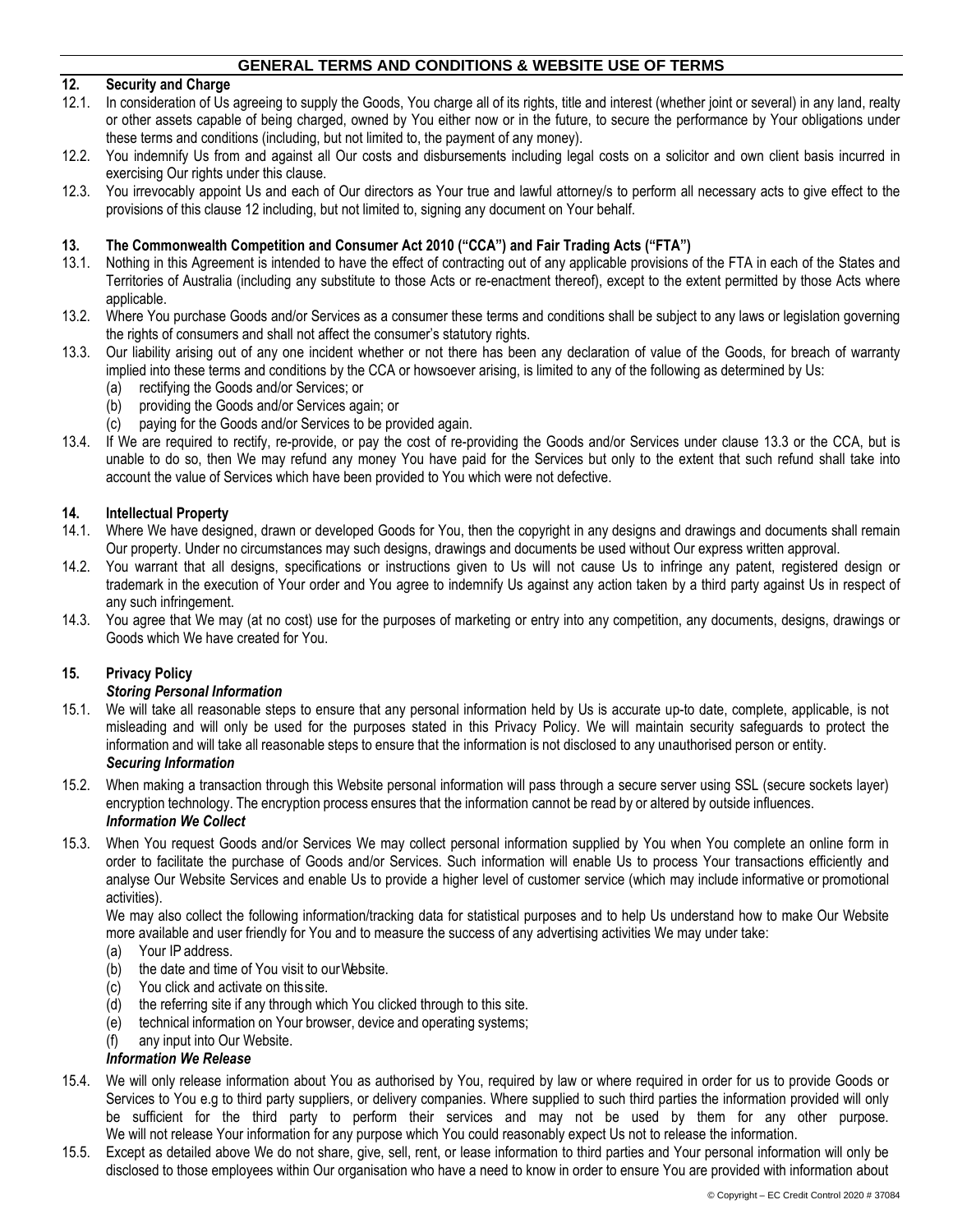## GENERAL TERMS AND CONDITIONS & WEBSITE USE OF TERMS

### 12. Security and Charge

12.1. In consideration of Us agreeing to supply the Goods, You charge all of its rights, title and interest (whether joint or several) in any land, realty or other assets capable of being charged, owned by You either now or in the future, to secure the performance by Your obligations under these terms and conditions (including, but not limited to, the payment of any money).

12.2. You indemnify Us from and against all Our costs and disbursements including legal costs on a solicitor and own client basis incurred in exercising Our rights under this clause.

12.3. You irrevocably appoint Us and each of Our directors as Your true and lawful attorney/s to perform all necessary acts to give effect to the provisions of this clause 12 including, but not limited to, signing any document on Your behalf.

### 13. The Commonwealth Competition and Consumer Act 2010 ("CCA") and Fair Trading Acts ("FTA")

13.1. Nothing in this Agreement is intended to have the effect of contracting out of any applicable provisions of the FTA in each of the States and Territories of Australia (including any substitute to those Acts or re-enactment thereof), except to the extent permitted by those Acts where applicable.

13.2. Where You purchase Goods and/or Services as a consumer these terms and conditions shall be subject to any laws or legislation governing the rights of consumers and shall not affect the consumer's statutory rights.

13.3. Our liability arising out of any one incident whether or not there has been any declaration of value of the Goods, for breach of warranty implied into these terms and conditions by the CCA or howsoever arising, is limited to any of the following as determined by Us:

- (a) rectifying the Goods and/or Services; or
- (b) providing the Goods and/or Services again; or
- (c) paying for the Goods and/or Services to be provided again.

13.4. If We are required to rectify, re-provide, or pay the cost of re-providing the Goods and/or Services under clause 13.3 or the CCA, but is unable to do so, then We may refund any money You have paid for the Services but only to the extent that such refund shall take into account the value of Services which have been provided to You which were not defective.

### 14. Intellectual Property

14.1. Where We have designed, drawn or developed Goods for You, then the copyright in any designs and drawings and documents shall remain Our property. Under no circumstances may such designs, drawings and documents be used without Our express written approval.

14.2. You warrant that all designs, specifications or instructions given to Us will not cause Us to infringe any patent, registered design or trademark in the execution of Your order and You agree to indemnify Us against any action taken by a third party against Us in respect of any such infringement.

14.3. You agree that We may (at no cost) use for the purposes of marketing or entry into any competition, any documents, designs, drawings or Goods which We have created for You.

### 15. Privacy Policy

***Storing Personal Information***

15.1. We will take all reasonable steps to ensure that any personal information held by Us is accurate up-to date, complete, applicable, is not misleading and will only be used for the purposes stated in this Privacy Policy. We will maintain security safeguards to protect the information and will take all reasonable steps to ensure that the information is not disclosed to any unauthorised person or entity.

***Securing Information***

15.2. When making a transaction through this Website personal information will pass through a secure server using SSL (secure sockets layer) encryption technology. The encryption process ensures that the information cannot be read by or altered by outside influences.

***Information We Collect***

15.3. When You request Goods and/or Services We may collect personal information supplied by You when You complete an online form in order to facilitate the purchase of Goods and/or Services. Such information will enable Us to process Your transactions efficiently and analyse Our Website Services and enable Us to provide a higher level of customer service (which may include informative or promotional activities).

We may also collect the following information/tracking data for statistical purposes and to help Us understand how to make Our Website more available and user friendly for You and to measure the success of any advertising activities We may under take:

- (a) Your IP address.
- (b) the date and time of You visit to our Website.
- (c) You click and activate on this site.
- (d) the referring site if any through which You clicked through to this site.
- (e) technical information on Your browser, device and operating systems;
- (f) any input into Our Website.

***Information We Release***

15.4. We will only release information about You as authorised by You, required by law or where required in order for us to provide Goods or Services to You e.g to third party suppliers, or delivery companies. Where supplied to such third parties the information provided will only be sufficient for the third party to perform their services and may not be used by them for any other purpose. We will not release Your information for any purpose which You could reasonably expect Us not to release the information.

15.5. Except as detailed above We do not share, give, sell, rent, or lease information to third parties and Your personal information will only be disclosed to those employees within Our organisation who have a need to know in order to ensure You are provided with information about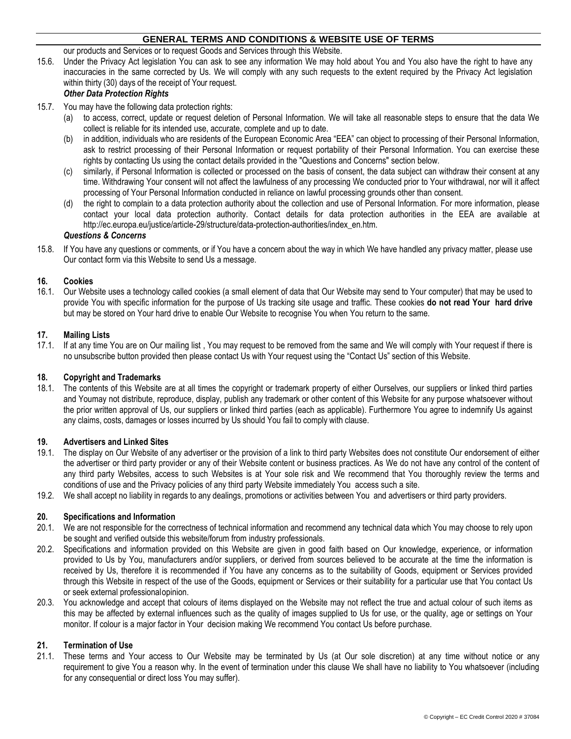our products and Services or to request Goods and Services through this Website.

15.6. Under the Privacy Act legislation You can ask to see any information We may hold about You and You also have the right to have any inaccuracies in the same corrected by Us. We will comply with any such requests to the extent required by the Privacy Act legislation within thirty (30) days of the receipt of Your request.

***Other Data Protection Rights***

15.7. You may have the following data protection rights:

(a) to access, correct, update or request deletion of Personal Information. We will take all reasonable steps to ensure that the data We collect is reliable for its intended use, accurate, complete and up to date.

(b) in addition, individuals who are residents of the European Economic Area "EEA" can object to processing of their Personal Information, ask to restrict processing of their Personal Information or request portability of their Personal Information. You can exercise these rights by contacting Us using the contact details provided in the "Questions and Concerns" section below.

(c) similarly, if Personal Information is collected or processed on the basis of consent, the data subject can withdraw their consent at any time. Withdrawing Your consent will not affect the lawfulness of any processing We conducted prior to Your withdrawal, nor will it affect processing of Your Personal Information conducted in reliance on lawful processing grounds other than consent.

(d) the right to complain to a data protection authority about the collection and use of Personal Information. For more information, please contact your local data protection authority. Contact details for data protection authorities in the EEA are available at http://ec.europa.eu/justice/article-29/structure/data-protection-authorities/index_en.htm.

***Questions & Concerns***

15.8. If You have any questions or comments, or if You have a concern about the way in which We have handled any privacy matter, please use Our contact form via this Website to send Us a message.

**16. Cookies**

16.1. Our Website uses a technology called cookies (a small element of data that Our Website may send to Your computer) that may be used to provide You with specific information for the purpose of Us tracking site usage and traffic. These cookies **do not read Your hard drive** but may be stored on Your hard drive to enable Our Website to recognise You when You return to the same.

**17. Mailing Lists**

17.1. If at any time You are on Our mailing list , You may request to be removed from the same and We will comply with Your request if there is no unsubscribe button provided then please contact Us with Your request using the "Contact Us" section of this Website.

**18. Copyright and Trademarks**

18.1. The contents of this Website are at all times the copyright or trademark property of either Ourselves, our suppliers or linked third parties and Youmay not distribute, reproduce, display, publish any trademark or other content of this Website for any purpose whatsoever without the prior written approval of Us, our suppliers or linked third parties (each as applicable). Furthermore You agree to indemnify Us against any claims, costs, damages or losses incurred by Us should You fail to comply with clause.

**19. Advertisers and Linked Sites**

19.1. The display on Our Website of any advertiser or the provision of a link to third party Websites does not constitute Our endorsement of either the advertiser or third party provider or any of their Website content or business practices. As We do not have any control of the content of any third party Websites, access to such Websites is at Your sole risk and We recommend that You thoroughly review the terms and conditions of use and the Privacy policies of any third party Website immediately You access such a site.

19.2. We shall accept no liability in regards to any dealings, promotions or activities between You and advertisers or third party providers.

**20. Specifications and Information**

20.1. We are not responsible for the correctness of technical information and recommend any technical data which You may choose to rely upon be sought and verified outside this website/forum from industry professionals.

20.2. Specifications and information provided on this Website are given in good faith based on Our knowledge, experience, or information provided to Us by You, manufacturers and/or suppliers, or derived from sources believed to be accurate at the time the information is received by Us, therefore it is recommended if You have any concerns as to the suitability of Goods, equipment or Services provided through this Website in respect of the use of the Goods, equipment or Services or their suitability for a particular use that You contact Us or seek external professionalopinion.

20.3. You acknowledge and accept that colours of items displayed on the Website may not reflect the true and actual colour of such items as this may be affected by external influences such as the quality of images supplied to Us for use, or the quality, age or settings on Your monitor. If colour is a major factor in Your decision making We recommend You contact Us before purchase.

**21. Termination of Use**

21.1. These terms and Your access to Our Website may be terminated by Us (at Our sole discretion) at any time without notice or any requirement to give You a reason why. In the event of termination under this clause We shall have no liability to You whatsoever (including for any consequential or direct loss You may suffer).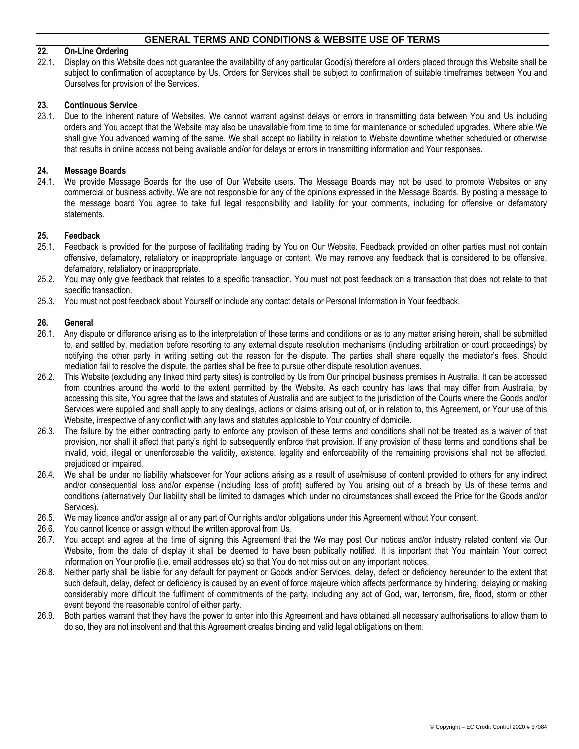## 22. On-Line Ordering

22.1. Display on this Website does not guarantee the availability of any particular Good(s) therefore all orders placed through this Website shall be subject to confirmation of acceptance by Us. Orders for Services shall be subject to confirmation of suitable timeframes between You and Ourselves for provision of the Services.

## 23. Continuous Service

23.1. Due to the inherent nature of Websites, We cannot warrant against delays or errors in transmitting data between You and Us including orders and You accept that the Website may also be unavailable from time to time for maintenance or scheduled upgrades. Where able We shall give You advanced warning of the same. We shall accept no liability in relation to Website downtime whether scheduled or otherwise that results in online access not being available and/or for delays or errors in transmitting information and Your responses.

## 24. Message Boards

24.1. We provide Message Boards for the use of Our Website users. The Message Boards may not be used to promote Websites or any commercial or business activity. We are not responsible for any of the opinions expressed in the Message Boards. By posting a message to the message board You agree to take full legal responsibility and liability for your comments, including for offensive or defamatory statements.

## 25. Feedback

25.1. Feedback is provided for the purpose of facilitating trading by You on Our Website. Feedback provided on other parties must not contain offensive, defamatory, retaliatory or inappropriate language or content. We may remove any feedback that is considered to be offensive, defamatory, retaliatory or inappropriate.

25.2. You may only give feedback that relates to a specific transaction. You must not post feedback on a transaction that does not relate to that specific transaction.

25.3. You must not post feedback about Yourself or include any contact details or Personal Information in Your feedback.

## 26. General

26.1. Any dispute or difference arising as to the interpretation of these terms and conditions or as to any matter arising herein, shall be submitted to, and settled by, mediation before resorting to any external dispute resolution mechanisms (including arbitration or court proceedings) by notifying the other party in writing setting out the reason for the dispute. The parties shall share equally the mediator's fees. Should mediation fail to resolve the dispute, the parties shall be free to pursue other dispute resolution avenues.

26.2. This Website (excluding any linked third party sites) is controlled by Us from Our principal business premises in Australia. It can be accessed from countries around the world to the extent permitted by the Website. As each country has laws that may differ from Australia, by accessing this site, You agree that the laws and statutes of Australia and are subject to the jurisdiction of the Courts where the Goods and/or Services were supplied and shall apply to any dealings, actions or claims arising out of, or in relation to, this Agreement, or Your use of this Website, irrespective of any conflict with any laws and statutes applicable to Your country of domicile.

26.3. The failure by the either contracting party to enforce any provision of these terms and conditions shall not be treated as a waiver of that provision, nor shall it affect that party's right to subsequently enforce that provision. If any provision of these terms and conditions shall be invalid, void, illegal or unenforceable the validity, existence, legality and enforceability of the remaining provisions shall not be affected, prejudiced or impaired.

26.4. We shall be under no liability whatsoever for Your actions arising as a result of use/misuse of content provided to others for any indirect and/or consequential loss and/or expense (including loss of profit) suffered by You arising out of a breach by Us of these terms and conditions (alternatively Our liability shall be limited to damages which under no circumstances shall exceed the Price for the Goods and/or Services).

26.5. We may licence and/or assign all or any part of Our rights and/or obligations under this Agreement without Your consent.

26.6. You cannot licence or assign without the written approval from Us.

26.7. You accept and agree at the time of signing this Agreement that the We may post Our notices and/or industry related content via Our Website, from the date of display it shall be deemed to have been publically notified. It is important that You maintain Your correct information on Your profile (i.e. email addresses etc) so that You do not miss out on any important notices.

26.8. Neither party shall be liable for any default for payment or Goods and/or Services, delay, defect or deficiency hereunder to the extent that such default, delay, defect or deficiency is caused by an event of force majeure which affects performance by hindering, delaying or making considerably more difficult the fulfilment of commitments of the party, including any act of God, war, terrorism, fire, flood, storm or other event beyond the reasonable control of either party.

26.9. Both parties warrant that they have the power to enter into this Agreement and have obtained all necessary authorisations to allow them to do so, they are not insolvent and that this Agreement creates binding and valid legal obligations on them.